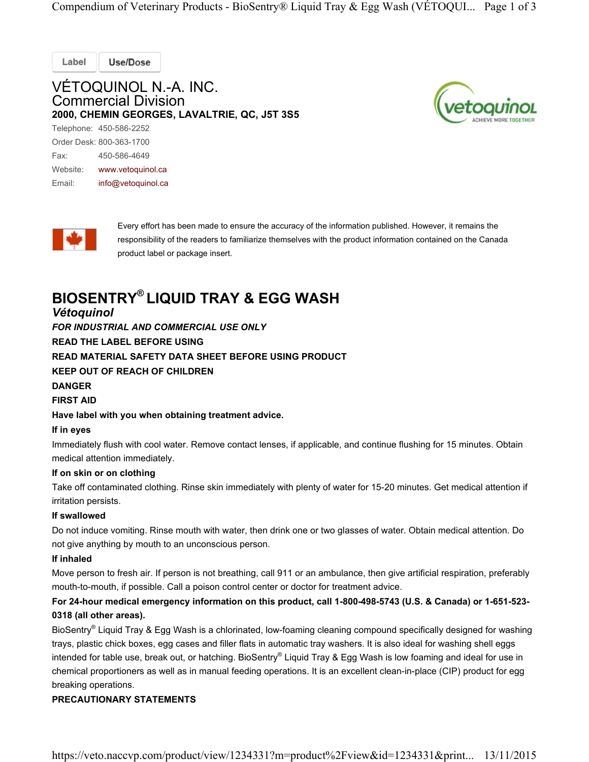Label | Use/Dose

# VÉTOQUINOL N.-A. INC.
## Commercial Division
**2000, CHEMIN GEORGES, LAVALTRIE, QC, J5T 3S5**

| | |
|---|---|
| Telephone: | 450-586-2252 |
| Order Desk: | 800-363-1700 |
| Fax: | 450-586-4649 |
| Website: | www.vetoquinol.ca |
| Email: | info@vetoquinol.ca |

Every effort has been made to ensure the accuracy of the information published. However, it remains the responsibility of the readers to familiarize themselves with the product information contained on the Canada product label or package insert.

# BIOSENTRY® LIQUID TRAY & EGG WASH

***Vétoquinol***

***FOR INDUSTRIAL AND COMMERCIAL USE ONLY***

**READ THE LABEL BEFORE USING**

**READ MATERIAL SAFETY DATA SHEET BEFORE USING PRODUCT**

**KEEP OUT OF REACH OF CHILDREN**

**DANGER**

**FIRST AID**

**Have label with you when obtaining treatment advice.**

**If in eyes**

Immediately flush with cool water. Remove contact lenses, if applicable, and continue flushing for 15 minutes. Obtain medical attention immediately.

**If on skin or on clothing**

Take off contaminated clothing. Rinse skin immediately with plenty of water for 15-20 minutes. Get medical attention if irritation persists.

**If swallowed**

Do not induce vomiting. Rinse mouth with water, then drink one or two glasses of water. Obtain medical attention. Do not give anything by mouth to an unconscious person.

**If inhaled**

Move person to fresh air. If person is not breathing, call 911 or an ambulance, then give artificial respiration, preferably mouth-to-mouth, if possible. Call a poison control center or doctor for treatment advice.

**For 24-hour medical emergency information on this product, call 1-800-498-5743 (U.S. & Canada) or 1-651-523-0318 (all other areas).**

BioSentry® Liquid Tray & Egg Wash is a chlorinated, low-foaming cleaning compound specifically designed for washing trays, plastic chick boxes, egg cases and filler flats in automatic tray washers. It is also ideal for washing shell eggs intended for table use, break out, or hatching. BioSentry® Liquid Tray & Egg Wash is low foaming and ideal for use in chemical proportioners as well as in manual feeding operations. It is an excellent clean-in-place (CIP) product for egg breaking operations.

**PRECAUTIONARY STATEMENTS**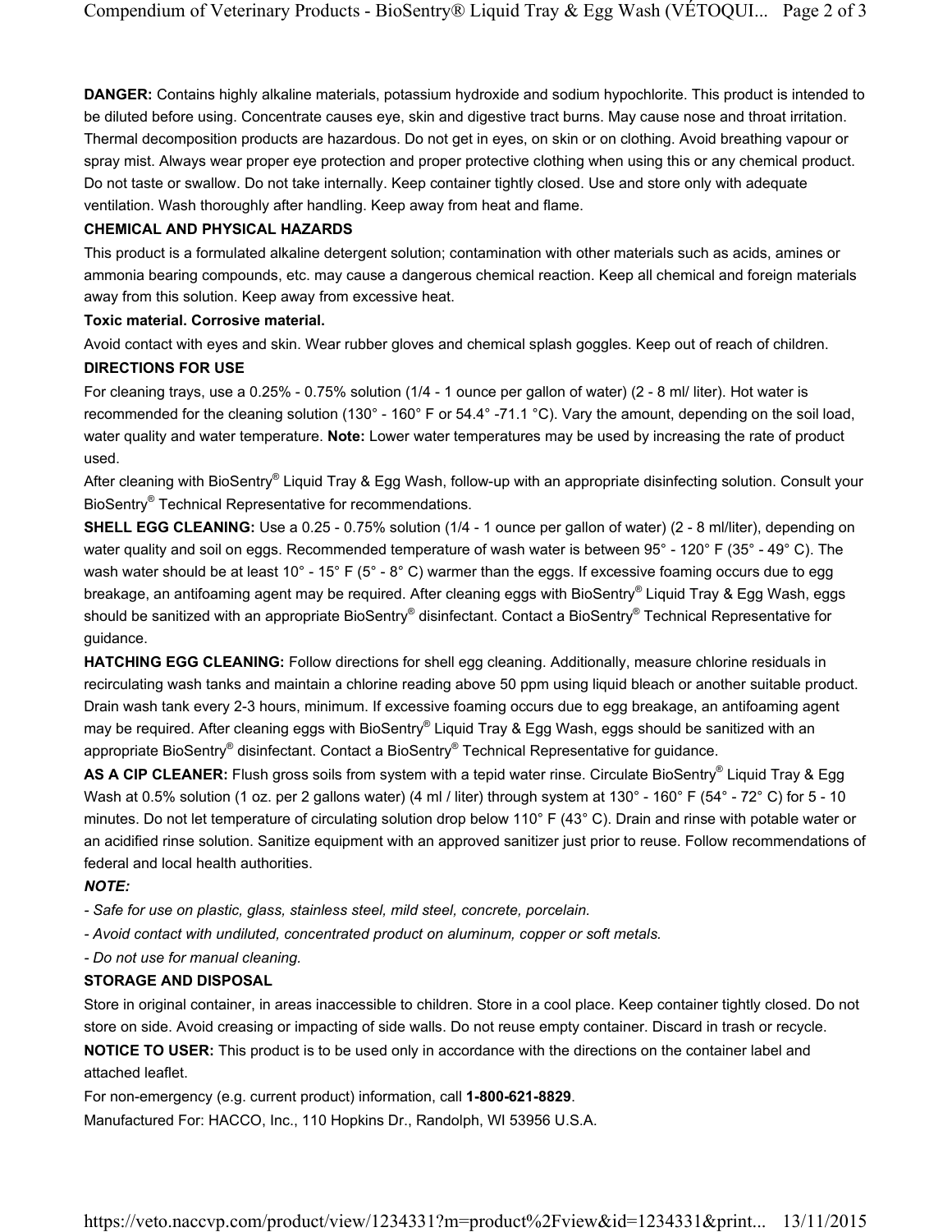**DANGER:** Contains highly alkaline materials, potassium hydroxide and sodium hypochlorite. This product is intended to be diluted before using. Concentrate causes eye, skin and digestive tract burns. May cause nose and throat irritation. Thermal decomposition products are hazardous. Do not get in eyes, on skin or on clothing. Avoid breathing vapour or spray mist. Always wear proper eye protection and proper protective clothing when using this or any chemical product. Do not taste or swallow. Do not take internally. Keep container tightly closed. Use and store only with adequate ventilation. Wash thoroughly after handling. Keep away from heat and flame.

**CHEMICAL AND PHYSICAL HAZARDS**

This product is a formulated alkaline detergent solution; contamination with other materials such as acids, amines or ammonia bearing compounds, etc. may cause a dangerous chemical reaction. Keep all chemical and foreign materials away from this solution. Keep away from excessive heat.

**Toxic material. Corrosive material.**

Avoid contact with eyes and skin. Wear rubber gloves and chemical splash goggles. Keep out of reach of children.

**DIRECTIONS FOR USE**

For cleaning trays, use a 0.25% - 0.75% solution (1/4 - 1 ounce per gallon of water) (2 - 8 ml/ liter). Hot water is recommended for the cleaning solution (130° - 160° F or 54.4° -71.1 °C). Vary the amount, depending on the soil load, water quality and water temperature. **Note:** Lower water temperatures may be used by increasing the rate of product used.

After cleaning with BioSentry® Liquid Tray & Egg Wash, follow-up with an appropriate disinfecting solution. Consult your BioSentry® Technical Representative for recommendations.

**SHELL EGG CLEANING:** Use a 0.25 - 0.75% solution (1/4 - 1 ounce per gallon of water) (2 - 8 ml/liter), depending on water quality and soil on eggs. Recommended temperature of wash water is between 95° - 120° F (35° - 49° C). The wash water should be at least 10° - 15° F (5° - 8° C) warmer than the eggs. If excessive foaming occurs due to egg breakage, an antifoaming agent may be required. After cleaning eggs with BioSentry® Liquid Tray & Egg Wash, eggs should be sanitized with an appropriate BioSentry® disinfectant. Contact a BioSentry® Technical Representative for guidance.

**HATCHING EGG CLEANING:** Follow directions for shell egg cleaning. Additionally, measure chlorine residuals in recirculating wash tanks and maintain a chlorine reading above 50 ppm using liquid bleach or another suitable product. Drain wash tank every 2-3 hours, minimum. If excessive foaming occurs due to egg breakage, an antifoaming agent may be required. After cleaning eggs with BioSentry® Liquid Tray & Egg Wash, eggs should be sanitized with an appropriate BioSentry® disinfectant. Contact a BioSentry® Technical Representative for guidance.

**AS A CIP CLEANER:** Flush gross soils from system with a tepid water rinse. Circulate BioSentry® Liquid Tray & Egg Wash at 0.5% solution (1 oz. per 2 gallons water) (4 ml / liter) through system at 130° - 160° F (54° - 72° C) for 5 - 10 minutes. Do not let temperature of circulating solution drop below 110° F (43° C). Drain and rinse with potable water or an acidified rinse solution. Sanitize equipment with an approved sanitizer just prior to reuse. Follow recommendations of federal and local health authorities.

***NOTE:***

- *Safe for use on plastic, glass, stainless steel, mild steel, concrete, porcelain.*
- *Avoid contact with undiluted, concentrated product on aluminum, copper or soft metals.*
- *Do not use for manual cleaning.*

**STORAGE AND DISPOSAL**

Store in original container, in areas inaccessible to children. Store in a cool place. Keep container tightly closed. Do not store on side. Avoid creasing or impacting of side walls. Do not reuse empty container. Discard in trash or recycle.

**NOTICE TO USER:** This product is to be used only in accordance with the directions on the container label and attached leaflet.

For non-emergency (e.g. current product) information, call **1-800-621-8829**.

Manufactured For: HACCO, Inc., 110 Hopkins Dr., Randolph, WI 53956 U.S.A.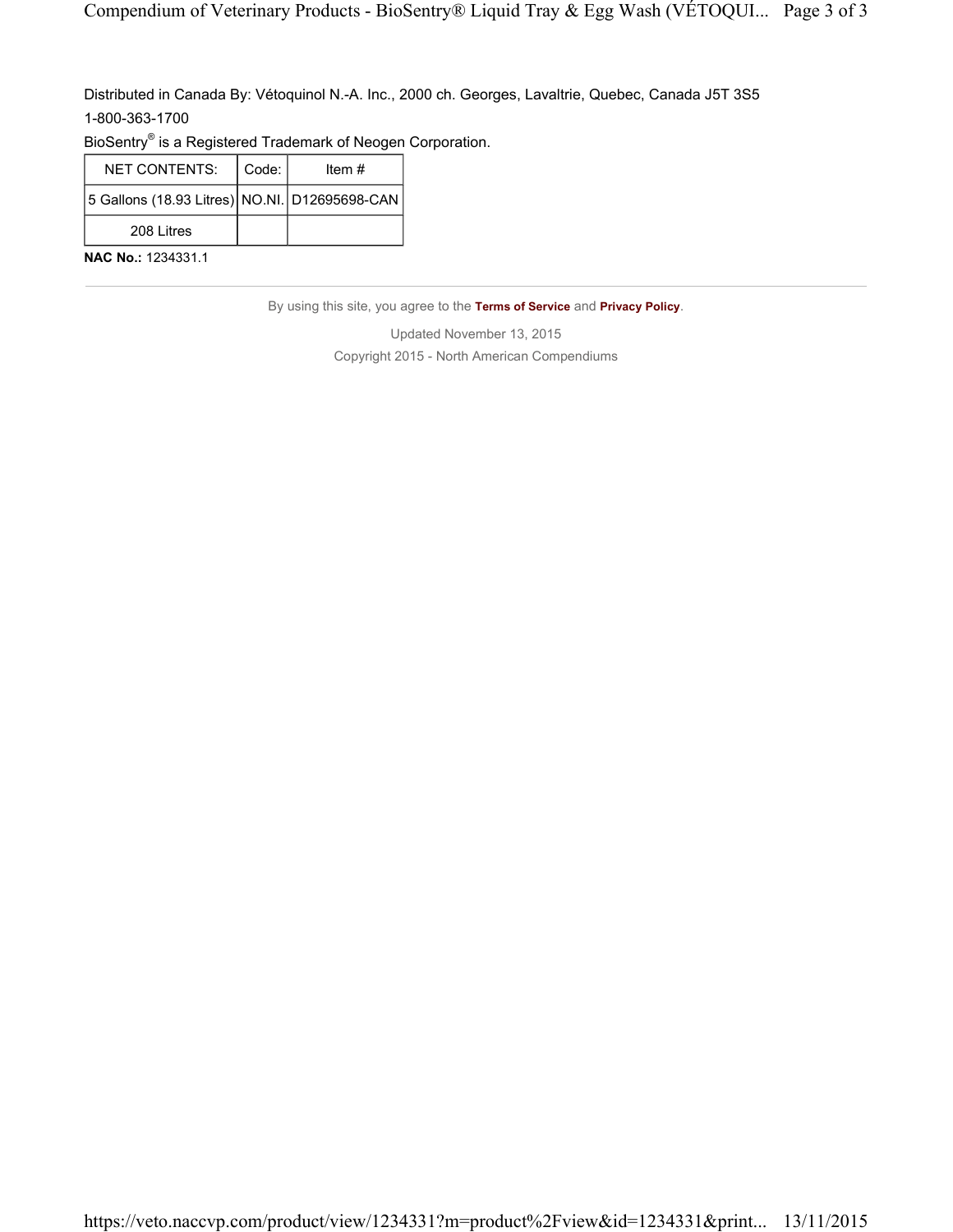Distributed in Canada By: Vétoquinol N.-A. Inc., 2000 ch. Georges, Lavaltrie, Quebec, Canada J5T 3S5

1-800-363-1700

BioSentry® is a Registered Trademark of Neogen Corporation.

| NET CONTENTS: | Code: | Item # |
|---|---|---|
| 5 Gallons (18.93 Litres) | NO.NI. | D12695698-CAN |
| 208 Litres | | |

**NAC No.:** 1234331.1

By using this site, you agree to the **Terms of Service** and **Privacy Policy**.

Updated November 13, 2015

Copyright 2015 - North American Compendiums